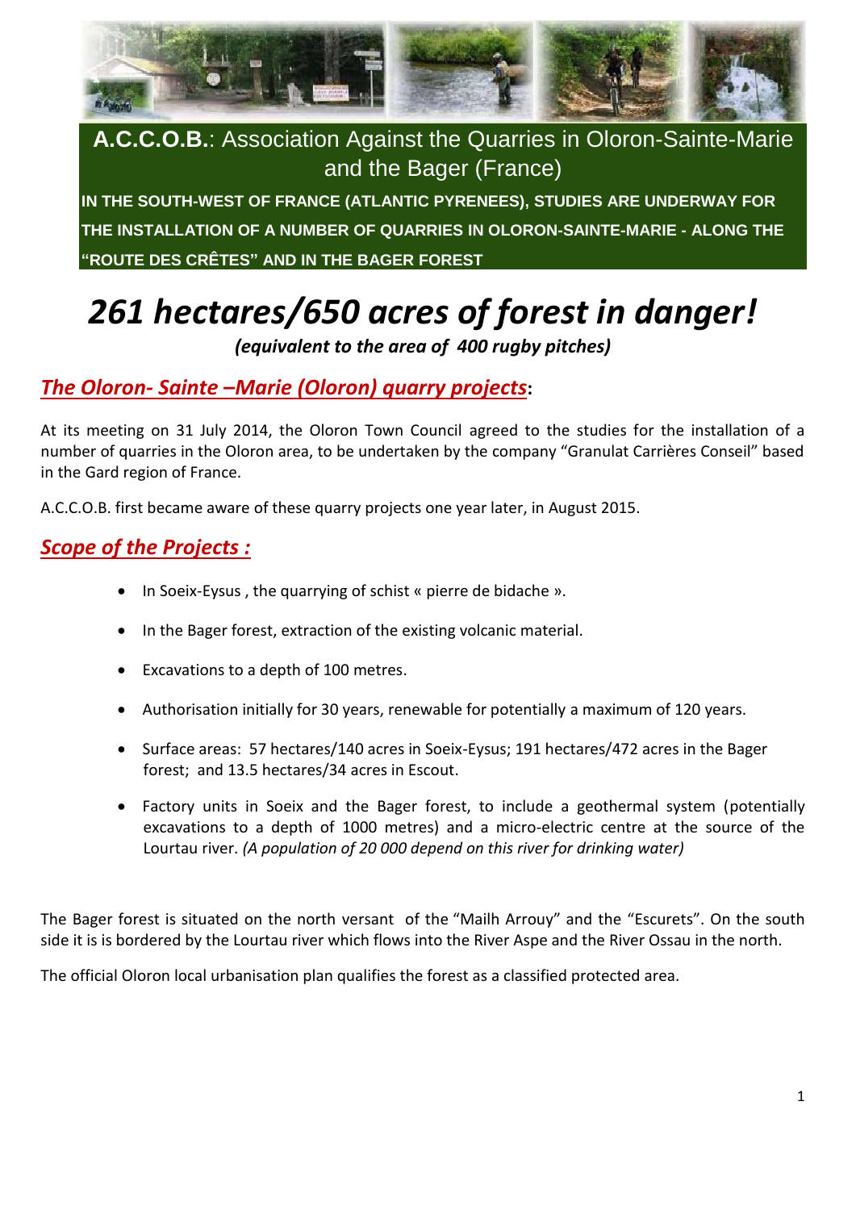**A.C.C.O.B.**: Association Against the Quarries in Oloron-Sainte-Marie and the Bager (France)

**IN THE SOUTH-WEST OF FRANCE (ATLANTIC PYRENEES), STUDIES ARE UNDERWAY FOR THE INSTALLATION OF A NUMBER OF QUARRIES IN OLORON-SAINTE-MARIE - ALONG THE "ROUTE DES CRÊTES" AND IN THE BAGER FOREST**

# *261 hectares/650 acres of forest in danger!*

***(equivalent to the area of 400 rugby pitches)***

## *The Oloron- Sainte –Marie (Oloron) quarry projects*:

At its meeting on 31 July 2014, the Oloron Town Council agreed to the studies for the installation of a number of quarries in the Oloron area, to be undertaken by the company "Granulat Carrières Conseil" based in the Gard region of France.

A.C.C.O.B. first became aware of these quarry projects one year later, in August 2015.

## *Scope of the Projects :*

- In Soeix-Eysus , the quarrying of schist « pierre de bidache ».
- In the Bager forest, extraction of the existing volcanic material.
- Excavations to a depth of 100 metres.
- Authorisation initially for 30 years, renewable for potentially a maximum of 120 years.
- Surface areas: 57 hectares/140 acres in Soeix-Eysus; 191 hectares/472 acres in the Bager forest; and 13.5 hectares/34 acres in Escout.
- Factory units in Soeix and the Bager forest, to include a geothermal system (potentially excavations to a depth of 1000 metres) and a micro-electric centre at the source of the Lourtau river. *(A population of 20 000 depend on this river for drinking water)*

The Bager forest is situated on the north versant of the "Mailh Arrouy" and the "Escurets". On the south side it is is bordered by the Lourtau river which flows into the River Aspe and the River Ossau in the north.

The official Oloron local urbanisation plan qualifies the forest as a classified protected area.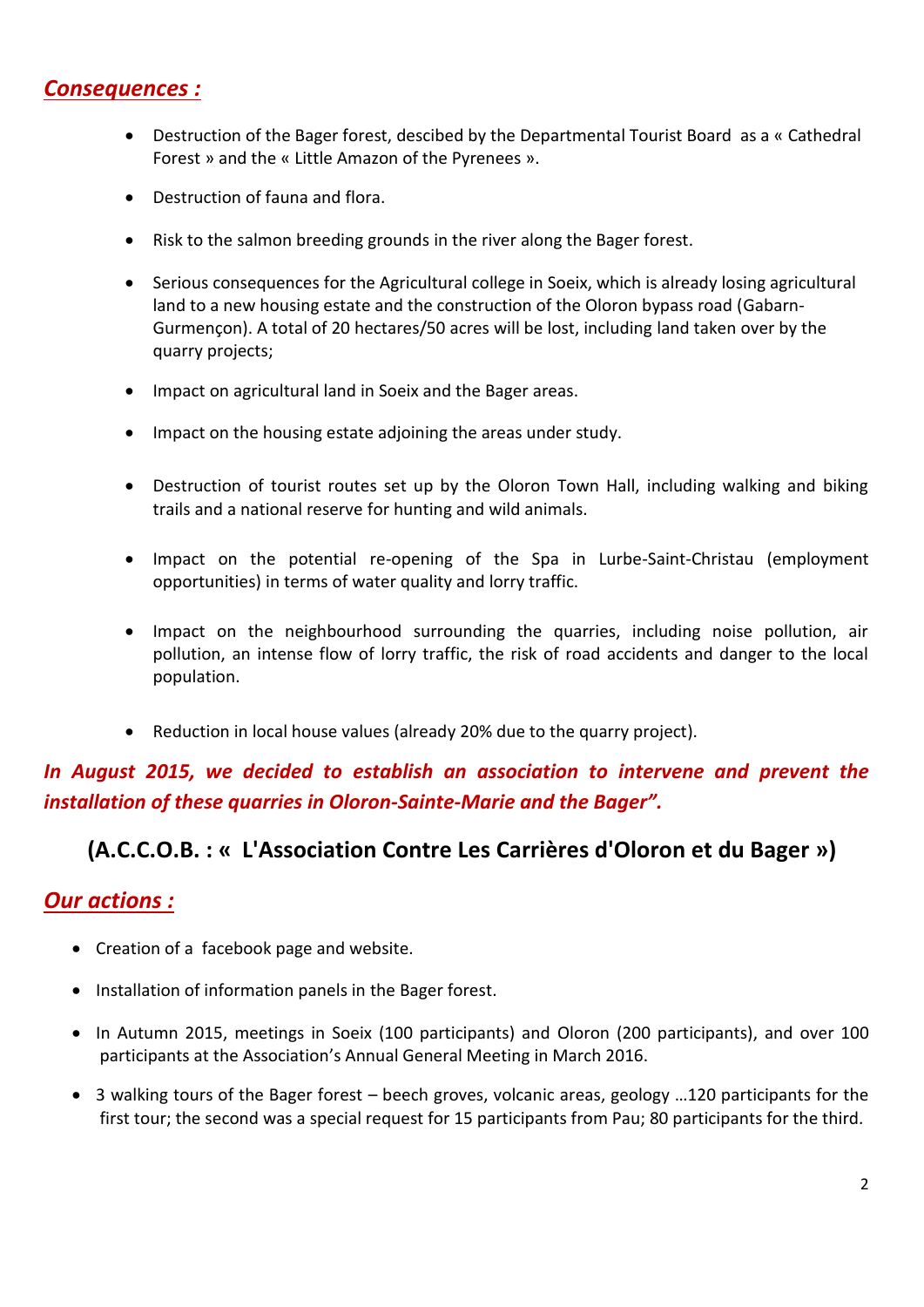## ***Consequences :***

- Destruction of the Bager forest, descibed by the Departmental Tourist Board as a « Cathedral Forest » and the « Little Amazon of the Pyrenees ».
- Destruction of fauna and flora.
- Risk to the salmon breeding grounds in the river along the Bager forest.
- Serious consequences for the Agricultural college in Soeix, which is already losing agricultural land to a new housing estate and the construction of the Oloron bypass road (Gabarn-Gurmençon). A total of 20 hectares/50 acres will be lost, including land taken over by the quarry projects;
- Impact on agricultural land in Soeix and the Bager areas.
- Impact on the housing estate adjoining the areas under study.
- Destruction of tourist routes set up by the Oloron Town Hall, including walking and biking trails and a national reserve for hunting and wild animals.
- Impact on the potential re-opening of the Spa in Lurbe-Saint-Christau (employment opportunities) in terms of water quality and lorry traffic.
- Impact on the neighbourhood surrounding the quarries, including noise pollution, air pollution, an intense flow of lorry traffic, the risk of road accidents and danger to the local population.
- Reduction in local house values (already 20% due to the quarry project).

***In August 2015, we decided to establish an association to intervene and prevent the installation of these quarries in Oloron-Sainte-Marie and the Bager".***

### (A.C.C.O.B. : « L'Association Contre Les Carrières d'Oloron et du Bager »)

## ***Our actions :***

- Creation of a facebook page and website.
- Installation of information panels in the Bager forest.
- In Autumn 2015, meetings in Soeix (100 participants) and Oloron (200 participants), and over 100 participants at the Association's Annual General Meeting in March 2016.
- 3 walking tours of the Bager forest – beech groves, volcanic areas, geology …120 participants for the first tour; the second was a special request for 15 participants from Pau; 80 participants for the third.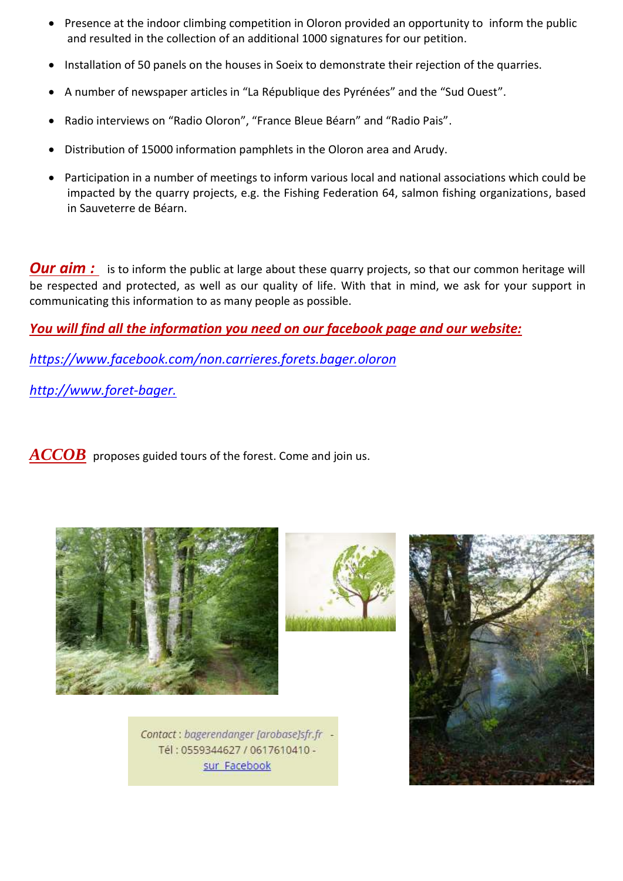- Presence at the indoor climbing competition in Oloron provided an opportunity to inform the public and resulted in the collection of an additional 1000 signatures for our petition.
- Installation of 50 panels on the houses in Soeix to demonstrate their rejection of the quarries.
- A number of newspaper articles in “La République des Pyrénées” and the “Sud Ouest”.
- Radio interviews on “Radio Oloron”, “France Bleue Béarn” and “Radio Pais”.
- Distribution of 15000 information pamphlets in the Oloron area and Arudy.
- Participation in a number of meetings to inform various local and national associations which could be impacted by the quarry projects, e.g. the Fishing Federation 64, salmon fishing organizations, based in Sauveterre de Béarn.

***Our aim :*** is to inform the public at large about these quarry projects, so that our common heritage will be respected and protected, as well as our quality of life. With that in mind, we ask for your support in communicating this information to as many people as possible.

***You will find all the information you need on our facebook page and our website:***

*https://www.facebook.com/non.carrieres.forets.bager.oloron*

*http://www.foret-bager.*

***ACCOB*** proposes guided tours of the forest. Come and join us.

Contact : bagerendanger [arobase]sfr.fr -
Tél : 0559344627 / 0617610410 -
sur Facebook